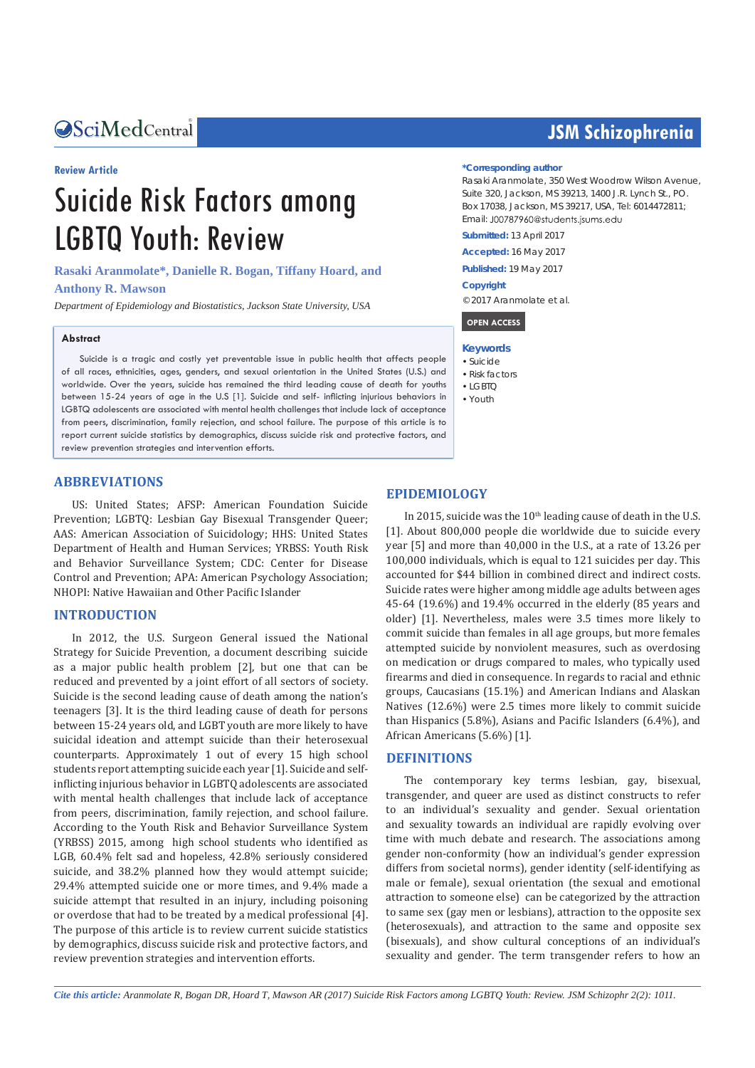Review Article

# Suicide Risk Factors among LGBTQ Youth: Review

**Rasaki Aranmolate*, Danielle R. Bogan, Tiffany Hoard, and Anthony R. Mawson**

*Department of Epidemiology and Biostatistics, Jackson State University, USA*

**\*Corresponding author**

Rasaki Aranmolate, 350 West Woodrow Wilson Avenue, Suite 320, Jackson, MS 39213, 1400 J.R. Lynch St., PO. Box 17038, Jackson, MS 39217, USA, Tel: 6014472811; Email: J00787960@students.jsums.edu

**Submitted:** 13 April 2017

**Accepted:** 16 May 2017

**Published:** 19 May 2017

**Copyright**

© 2017 Aranmolate et al.

**OPEN ACCESS**

**Keywords**

- Suicide
- Risk factors
- LGBTQ
- Youth

## Abstract

Suicide is a tragic and costly yet preventable issue in public health that affects people of all races, ethnicities, ages, genders, and sexual orientation in the United States (U.S.) and worldwide. Over the years, suicide has remained the third leading cause of death for youths between 15-24 years of age in the U.S [1]. Suicide and self- inflicting injurious behaviors in LGBTQ adolescents are associated with mental health challenges that include lack of acceptance from peers, discrimination, family rejection, and school failure. The purpose of this article is to report current suicide statistics by demographics, discuss suicide risk and protective factors, and review prevention strategies and intervention efforts.

## ABBREVIATIONS

US: United States; AFSP: American Foundation Suicide Prevention; LGBTQ: Lesbian Gay Bisexual Transgender Queer; AAS: American Association of Suicidology; HHS: United States Department of Health and Human Services; YRBSS: Youth Risk and Behavior Surveillance System; CDC: Center for Disease Control and Prevention; APA: American Psychology Association; NHOPI: Native Hawaiian and Other Pacific Islander

## INTRODUCTION

In 2012, the U.S. Surgeon General issued the National Strategy for Suicide Prevention, a document describing suicide as a major public health problem [2], but one that can be reduced and prevented by a joint effort of all sectors of society. Suicide is the second leading cause of death among the nation's teenagers [3]. It is the third leading cause of death for persons between 15-24 years old, and LGBT youth are more likely to have suicidal ideation and attempt suicide than their heterosexual counterparts. Approximately 1 out of every 15 high school students report attempting suicide each year [1]. Suicide and self-inflicting injurious behavior in LGBTQ adolescents are associated with mental health challenges that include lack of acceptance from peers, discrimination, family rejection, and school failure. According to the Youth Risk and Behavior Surveillance System (YRBSS) 2015, among high school students who identified as LGB, 60.4% felt sad and hopeless, 42.8% seriously considered suicide, and 38.2% planned how they would attempt suicide; 29.4% attempted suicide one or more times, and 9.4% made a suicide attempt that resulted in an injury, including poisoning or overdose that had to be treated by a medical professional [4]. The purpose of this article is to review current suicide statistics by demographics, discuss suicide risk and protective factors, and review prevention strategies and intervention efforts.

## EPIDEMIOLOGY

In 2015, suicide was the 10th leading cause of death in the U.S. [1]. About 800,000 people die worldwide due to suicide every year [5] and more than 40,000 in the U.S., at a rate of 13.26 per 100,000 individuals, which is equal to 121 suicides per day. This accounted for $44 billion in combined direct and indirect costs. Suicide rates were higher among middle age adults between ages 45-64 (19.6%) and 19.4% occurred in the elderly (85 years and older) [1]. Nevertheless, males were 3.5 times more likely to commit suicide than females in all age groups, but more females attempted suicide by nonviolent measures, such as overdosing on medication or drugs compared to males, who typically used firearms and died in consequence. In regards to racial and ethnic groups, Caucasians (15.1%) and American Indians and Alaskan Natives (12.6%) were 2.5 times more likely to commit suicide than Hispanics (5.8%), Asians and Pacific Islanders (6.4%), and African Americans (5.6%) [1].

## DEFINITIONS

The contemporary key terms lesbian, gay, bisexual, transgender, and queer are used as distinct constructs to refer to an individual's sexuality and gender. Sexual orientation and sexuality towards an individual are rapidly evolving over time with much debate and research. The associations among gender non-conformity (how an individual's gender expression differs from societal norms), gender identity (self-identifying as male or female), sexual orientation (the sexual and emotional attraction to someone else) can be categorized by the attraction to same sex (gay men or lesbians), attraction to the opposite sex (heterosexuals), and attraction to the same and opposite sex (bisexuals), and show cultural conceptions of an individual's sexuality and gender. The term transgender refers to how an

*Cite this article:* Aranmolate R, Bogan DR, Hoard T, Mawson AR (2017) Suicide Risk Factors among LGBTQ Youth: Review. JSM Schizophr 2(2): 1011.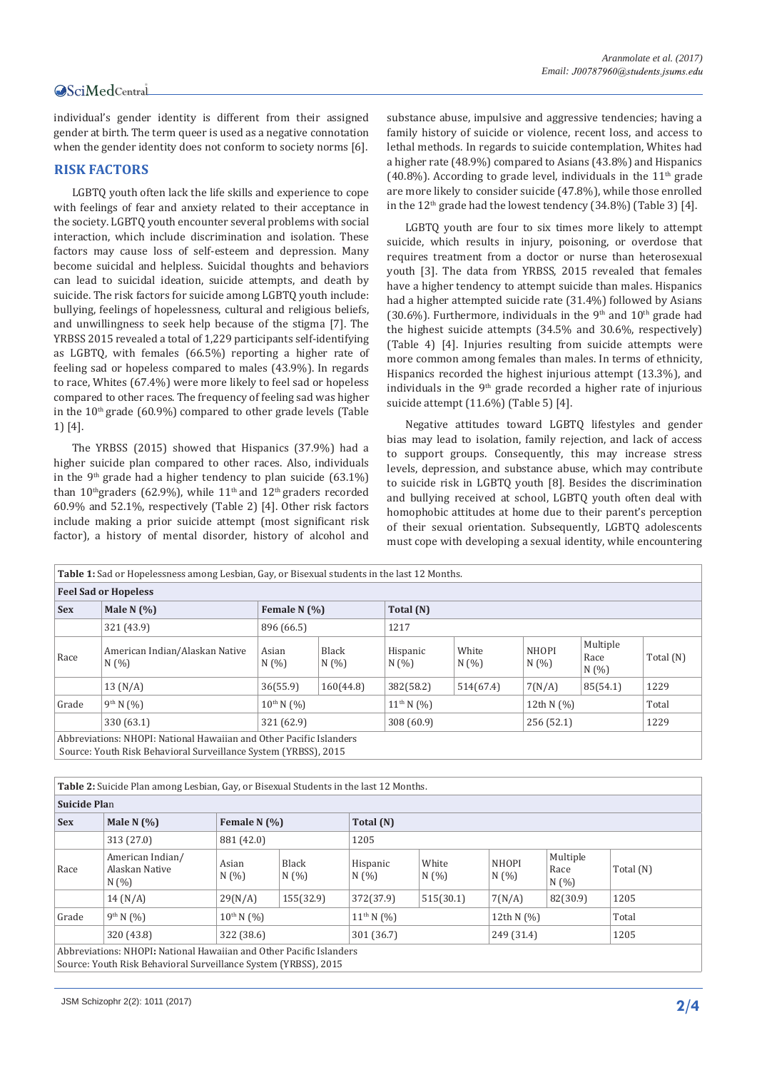individual's gender identity is different from their assigned gender at birth. The term queer is used as a negative connotation when the gender identity does not conform to society norms [6].

## RISK FACTORS

LGBTQ youth often lack the life skills and experience to cope with feelings of fear and anxiety related to their acceptance in the society. LGBTQ youth encounter several problems with social interaction, which include discrimination and isolation. These factors may cause loss of self-esteem and depression. Many become suicidal and helpless. Suicidal thoughts and behaviors can lead to suicidal ideation, suicide attempts, and death by suicide. The risk factors for suicide among LGBTQ youth include: bullying, feelings of hopelessness, cultural and religious beliefs, and unwillingness to seek help because of the stigma [7]. The YRBSS 2015 revealed a total of 1,229 participants self-identifying as LGBTQ, with females (66.5%) reporting a higher rate of feeling sad or hopeless compared to males (43.9%). In regards to race, Whites (67.4%) were more likely to feel sad or hopeless compared to other races. The frequency of feeling sad was higher in the 10th grade (60.9%) compared to other grade levels (Table 1) [4].

The YRBSS (2015) showed that Hispanics (37.9%) had a higher suicide plan compared to other races. Also, individuals in the 9th grade had a higher tendency to plan suicide (63.1%) than 10thgraders (62.9%), while 11th and 12th graders recorded 60.9% and 52.1%, respectively (Table 2) [4]. Other risk factors include making a prior suicide attempt (most significant risk factor), a history of mental disorder, history of alcohol and substance abuse, impulsive and aggressive tendencies; having a family history of suicide or violence, recent loss, and access to lethal methods. In regards to suicide contemplation, Whites had a higher rate (48.9%) compared to Asians (43.8%) and Hispanics (40.8%). According to grade level, individuals in the 11th grade are more likely to consider suicide (47.8%), while those enrolled in the 12th grade had the lowest tendency (34.8%) (Table 3) [4].

LGBTQ youth are four to six times more likely to attempt suicide, which results in injury, poisoning, or overdose that requires treatment from a doctor or nurse than heterosexual youth [3]. The data from YRBSS, 2015 revealed that females have a higher tendency to attempt suicide than males. Hispanics had a higher attempted suicide rate (31.4%) followed by Asians (30.6%). Furthermore, individuals in the 9th and 10th grade had the highest suicide attempts (34.5% and 30.6%, respectively) (Table 4) [4]. Injuries resulting from suicide attempts were more common among females than males. In terms of ethnicity, Hispanics recorded the highest injurious attempt (13.3%), and individuals in the 9th grade recorded a higher rate of injurious suicide attempt (11.6%) (Table 5) [4].

Negative attitudes toward LGBTQ lifestyles and gender bias may lead to isolation, family rejection, and lack of access to support groups. Consequently, this may increase stress levels, depression, and substance abuse, which may contribute to suicide risk in LGBTQ youth [8]. Besides the discrimination and bullying received at school, LGBTQ youth often deal with homophobic attitudes at home due to their parent's perception of their sexual orientation. Subsequently, LGBTQ adolescents must cope with developing a sexual identity, while encountering

**Table 1:** Sad or Hopelessness among Lesbian, Gay, or Bisexual students in the last 12 Months.

| **Feel Sad or Hopeless** | | | | | | | | |
|---|---|---|---|---|---|---|---|---|
| **Sex** | **Male N (%)** | **Female N (%)** | | **Total (N)** | | | | |
| | 321 (43.9) | 896 (66.5) | | 1217 | | | | |
| Race | American Indian/Alaskan Native N (%) | Asian N (%) | Black N (%) | Hispanic N (%) | White N (%) | NHOPI N (%) | Multiple Race N (%) | Total (N) |
| | 13 (N/A) | 36(55.9) | 160(44.8) | 382(58.2) | 514(67.4) | 7(N/A) | 85(54.1) | 1229 |
| Grade | 9th N (%) | 10th N (%) | | 11th N (%) | | 12th N (%) | | Total |
| | 330 (63.1) | 321 (62.9) | | 308 (60.9) | | 256 (52.1) | | 1229 |

Abbreviations: NHOPI: National Hawaiian and Other Pacific Islanders
Source: Youth Risk Behavioral Surveillance System (YRBSS), 2015

**Table 2:** Suicide Plan among Lesbian, Gay, or Bisexual Students in the last 12 Months.

| **Suicide Plan** | | | | | | | | |
|---|---|---|---|---|---|---|---|---|
| **Sex** | **Male N (%)** | **Female N (%)** | | **Total (N)** | | | | |
| | 313 (27.0) | 881 (42.0) | | 1205 | | | | |
| Race | American Indian/ Alaskan Native N (%) | Asian N (%) | Black N (%) | Hispanic N (%) | White N (%) | NHOPI N (%) | Multiple Race N (%) | Total (N) |
| | 14 (N/A) | 29(N/A) | 155(32.9) | 372(37.9) | 515(30.1) | 7(N/A) | 82(30.9) | 1205 |
| Grade | 9th N (%) | 10th N (%) | | 11th N (%) | | 12th N (%) | | Total |
| | 320 (43.8) | 322 (38.6) | | 301 (36.7) | | 249 (31.4) | | 1205 |

Abbreviations: NHOPI: National Hawaiian and Other Pacific Islanders
Source: Youth Risk Behavioral Surveillance System (YRBSS), 2015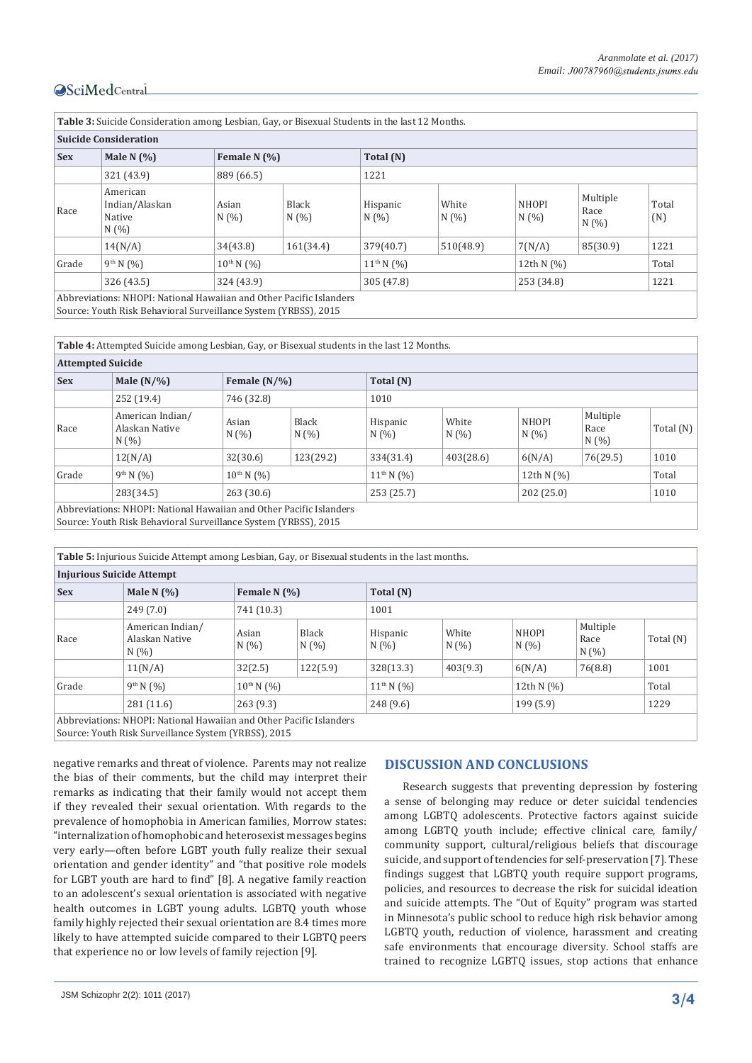| **Table 3:** Suicide Consideration among Lesbian, Gay, or Bisexual Students in the last 12 Months. | | | | | | | | |
|---|---|---|---|---|---|---|---|---|
| **Suicide Consideration** | | | | | | | | |
| **Sex** | **Male N (%)** | **Female N (%)** | | **Total (N)** | | | | |
| | 321 (43.9) | 889 (66.5) | | 1221 | | | | |
| Race | American Indian/Alaskan Native N (%) | Asian N (%) | Black N (%) | Hispanic N (%) | White N (%) | NHOPI N (%) | Multiple Race N (%) | Total (N) |
| | 14(N/A) | 34(43.8) | 161(34.4) | 379(40.7) | 510(48.9) | 7(N/A) | 85(30.9) | 1221 |
| Grade | 9th N (%) | 10th N (%) | | 11th N (%) | | 12th N (%) | | Total |
| | 326 (43.5) | 324 (43.9) | | 305 (47.8) | | 253 (34.8) | | 1221 |
| Abbreviations: NHOPI: National Hawaiian and Other Pacific Islanders<br>Source: Youth Risk Behavioral Surveillance System (YRBSS), 2015 | | | | | | | | |

| **Table 4:** Attempted Suicide among Lesbian, Gay, or Bisexual students in the last 12 Months. | | | | | | | | |
|---|---|---|---|---|---|---|---|---|
| **Attempted Suicide** | | | | | | | | |
| **Sex** | **Male (N/%)** | **Female (N/%)** | | **Total (N)** | | | | |
| | 252 (19.4) | 746 (32.8) | | 1010 | | | | |
| Race | American Indian/ Alaskan Native N (%) | Asian N (%) | Black N (%) | Hispanic N (%) | White N (%) | NHOPI N (%) | Multiple Race N (%) | Total (N) |
| | 12(N/A) | 32(30.6) | 123(29.2) | 334(31.4) | 403(28.6) | 6(N/A) | 76(29.5) | 1010 |
| Grade | 9th N (%) | 10th N (%) | | 11th N (%) | | 12th N (%) | | Total |
| | 283(34.5) | 263 (30.6) | | 253 (25.7) | | 202 (25.0) | | 1010 |
| Abbreviations: NHOPI: National Hawaiian and Other Pacific Islanders<br>Source: Youth Risk Behavioral Surveillance System (YRBSS), 2015 | | | | | | | | |

| **Table 5:** Injurious Suicide Attempt among Lesbian, Gay, or Bisexual students in the last months. | | | | | | | | |
|---|---|---|---|---|---|---|---|---|
| **Injurious Suicide Attempt** | | | | | | | | |
| **Sex** | **Male N (%)** | **Female N (%)** | | **Total (N)** | | | | |
| | 249 (7.0) | 741 (10.3) | | 1001 | | | | |
| Race | American Indian/ Alaskan Native N (%) | Asian N (%) | Black N (%) | Hispanic N (%) | White N (%) | NHOPI Race N (%) | Multiple Race N (%) | Total (N) |
| | 11(N/A) | 32(2.5) | 122(5.9) | 328(13.3) | 403(9.3) | 6(N/A) | 76(8.8) | 1001 |
| Grade | 9th N (%) | 10th N (%) | | 11th N (%) | | 12th N (%) | | Total |
| | 281 (11.6) | 263 (9.3) | | 248 (9.6) | | 199 (5.9) | | 1229 |
| Abbreviations: NHOPI: National Hawaiian and Other Pacific Islanders<br>Source: Youth Risk Surveillance System (YRBSS), 2015 | | | | | | | | |

negative remarks and threat of violence. Parents may not realize the bias of their comments, but the child may interpret their remarks as indicating that their family would not accept them if they revealed their sexual orientation. With regards to the prevalence of homophobia in American families, Morrow states: "internalization of homophobic and heterosexist messages begins very early—often before LGBT youth fully realize their sexual orientation and gender identity" and "that positive role models for LGBT youth are hard to find" [8]. A negative family reaction to an adolescent's sexual orientation is associated with negative health outcomes in LGBT young adults. LGBTQ youth whose family highly rejected their sexual orientation are 8.4 times more likely to have attempted suicide compared to their LGBTQ peers that experience no or low levels of family rejection [9].

## DISCUSSION AND CONCLUSIONS

Research suggests that preventing depression by fostering a sense of belonging may reduce or deter suicidal tendencies among LGBTQ adolescents. Protective factors against suicide among LGBTQ youth include; effective clinical care, family/community support, cultural/religious beliefs that discourage suicide, and support of tendencies for self-preservation [7]. These findings suggest that LGBTQ youth require support programs, policies, and resources to decrease the risk for suicidal ideation and suicide attempts. The "Out of Equity" program was started in Minnesota's public school to reduce high risk behavior among LGBTQ youth, reduction of violence, harassment and creating safe environments that encourage diversity. School staffs are trained to recognize LGBTQ issues, stop actions that enhance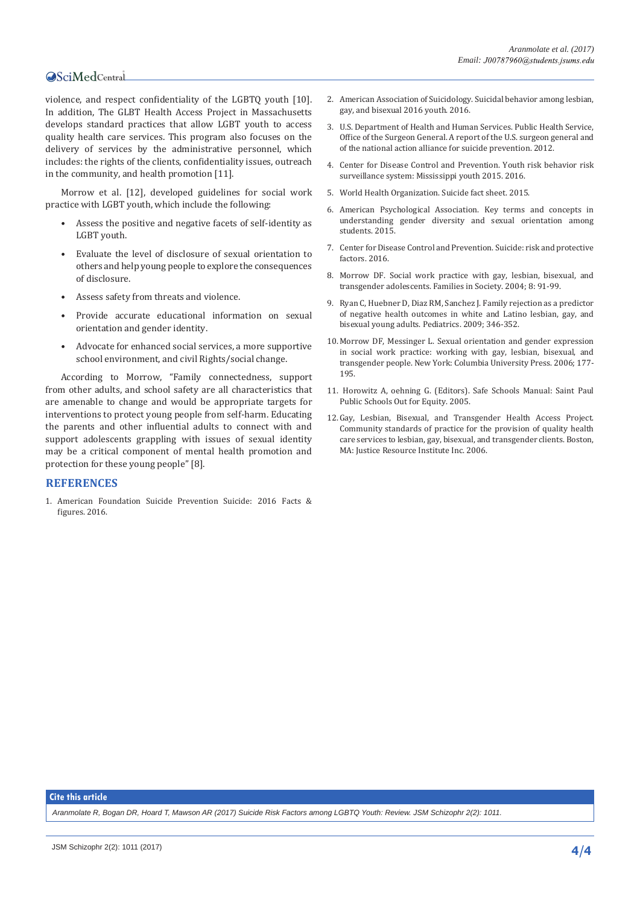violence, and respect confidentiality of the LGBTQ youth [10]. In addition, The GLBT Health Access Project in Massachusetts develops standard practices that allow LGBT youth to access quality health care services. This program also focuses on the delivery of services by the administrative personnel, which includes: the rights of the clients, confidentiality issues, outreach in the community, and health promotion [11].

Morrow et al. [12], developed guidelines for social work practice with LGBT youth, which include the following:

- Assess the positive and negative facets of self-identity as LGBT youth.
- Evaluate the level of disclosure of sexual orientation to others and help young people to explore the consequences of disclosure.
- Assess safety from threats and violence.
- Provide accurate educational information on sexual orientation and gender identity.
- Advocate for enhanced social services, a more supportive school environment, and civil Rights/social change.

According to Morrow, "Family connectedness, support from other adults, and school safety are all characteristics that are amenable to change and would be appropriate targets for interventions to protect young people from self-harm. Educating the parents and other influential adults to connect with and support adolescents grappling with issues of sexual identity may be a critical component of mental health promotion and protection for these young people" [8].

## REFERENCES

1. American Foundation Suicide Prevention Suicide: 2016 Facts & figures. 2016.
2. American Association of Suicidology. Suicidal behavior among lesbian, gay, and bisexual 2016 youth. 2016.
3. U.S. Department of Health and Human Services. Public Health Service, Office of the Surgeon General. A report of the U.S. surgeon general and of the national action alliance for suicide prevention. 2012.
4. Center for Disease Control and Prevention. Youth risk behavior risk surveillance system: Mississippi youth 2015. 2016.
5. World Health Organization. Suicide fact sheet. 2015.
6. American Psychological Association. Key terms and concepts in understanding gender diversity and sexual orientation among students. 2015.
7. Center for Disease Control and Prevention. Suicide: risk and protective factors. 2016.
8. Morrow DF. Social work practice with gay, lesbian, bisexual, and transgender adolescents. Families in Society. 2004; 8: 91-99.
9. Ryan C, Huebner D, Diaz RM, Sanchez J. Family rejection as a predictor of negative health outcomes in white and Latino lesbian, gay, and bisexual young adults. Pediatrics. 2009; 346-352.
10. Morrow DF, Messinger L. Sexual orientation and gender expression in social work practice: working with gay, lesbian, bisexual, and transgender people. New York: Columbia University Press. 2006; 177-195.
11. Horowitz A, oehning G. (Editors). Safe Schools Manual: Saint Paul Public Schools Out for Equity. 2005.
12. Gay, Lesbian, Bisexual, and Transgender Health Access Project. Community standards of practice for the provision of quality health care services to lesbian, gay, bisexual, and transgender clients. Boston, MA: Justice Resource Institute Inc. 2006.

**Cite this article**

*Aranmolate R, Bogan DR, Hoard T, Mawson AR (2017) Suicide Risk Factors among LGBTQ Youth: Review. JSM Schizophr 2(2): 1011.*